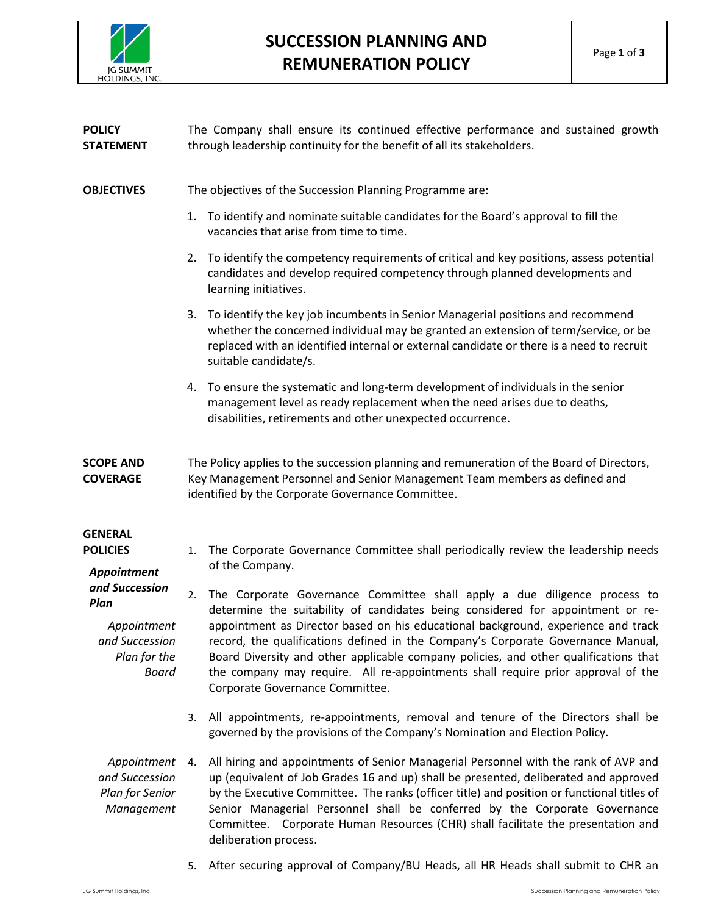# SUCCESSION PLANNING AND REMUNERATION POLICY

## POLICY STATEMENT

The Company shall ensure its continued effective performance and sustained growth through leadership continuity for the benefit of all its stakeholders.

## OBJECTIVES

The objectives of the Succession Planning Programme are:

1. To identify and nominate suitable candidates for the Board's approval to fill the vacancies that arise from time to time.
2. To identify the competency requirements of critical and key positions, assess potential candidates and develop required competency through planned developments and learning initiatives.
3. To identify the key job incumbents in Senior Managerial positions and recommend whether the concerned individual may be granted an extension of term/service, or be replaced with an identified internal or external candidate or there is a need to recruit suitable candidate/s.
4. To ensure the systematic and long-term development of individuals in the senior management level as ready replacement when the need arises due to deaths, disabilities, retirements and other unexpected occurrence.

## SCOPE AND COVERAGE

The Policy applies to the succession planning and remuneration of the Board of Directors, Key Management Personnel and Senior Management Team members as defined and identified by the Corporate Governance Committee.

## GENERAL POLICIES

### *Appointment and Succession Plan*

*Appointment and Succession Plan for the Board*

1. The Corporate Governance Committee shall periodically review the leadership needs of the Company.
2. The Corporate Governance Committee shall apply a due diligence process to determine the suitability of candidates being considered for appointment or re-appointment as Director based on his educational background, experience and track record, the qualifications defined in the Company's Corporate Governance Manual, Board Diversity and other applicable company policies, and other qualifications that the company may require. All re-appointments shall require prior approval of the Corporate Governance Committee.
3. All appointments, re-appointments, removal and tenure of the Directors shall be governed by the provisions of the Company's Nomination and Election Policy.

*Appointment and Succession Plan for Senior Management*

4. All hiring and appointments of Senior Managerial Personnel with the rank of AVP and up (equivalent of Job Grades 16 and up) shall be presented, deliberated and approved by the Executive Committee. The ranks (officer title) and position or functional titles of Senior Managerial Personnel shall be conferred by the Corporate Governance Committee. Corporate Human Resources (CHR) shall facilitate the presentation and deliberation process.
5. After securing approval of Company/BU Heads, all HR Heads shall submit to CHR an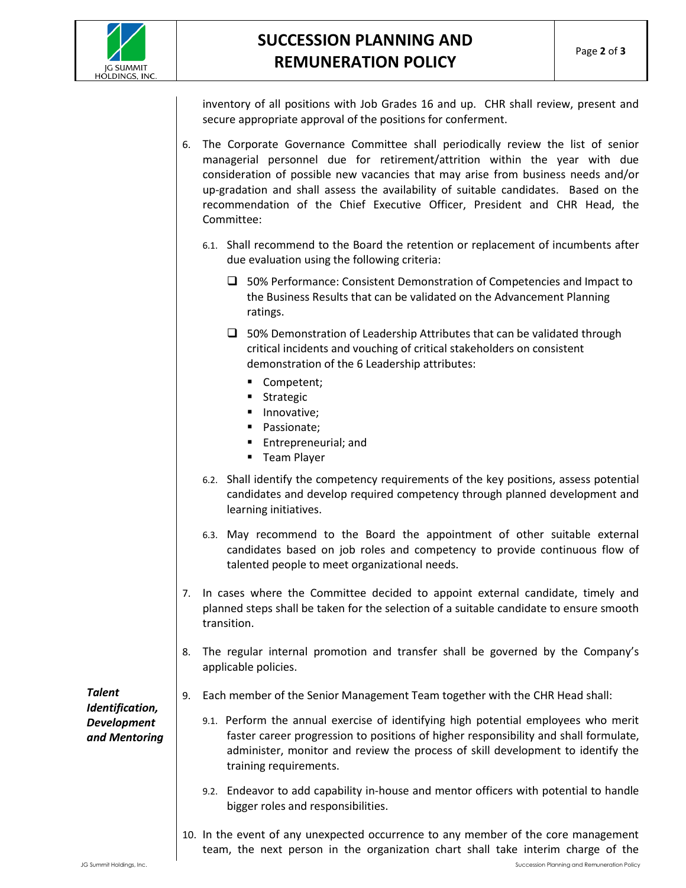inventory of all positions with Job Grades 16 and up. CHR shall review, present and secure appropriate approval of the positions for conferment.

6. The Corporate Governance Committee shall periodically review the list of senior managerial personnel due for retirement/attrition within the year with due consideration of possible new vacancies that may arise from business needs and/or up-gradation and shall assess the availability of suitable candidates. Based on the recommendation of the Chief Executive Officer, President and CHR Head, the Committee:

   6.1. Shall recommend to the Board the retention or replacement of incumbents after due evaluation using the following criteria:

   - 50% Performance: Consistent Demonstration of Competencies and Impact to the Business Results that can be validated on the Advancement Planning ratings.
   - 50% Demonstration of Leadership Attributes that can be validated through critical incidents and vouching of critical stakeholders on consistent demonstration of the 6 Leadership attributes:
     - Competent;
     - Strategic
     - Innovative;
     - Passionate;
     - Entrepreneurial; and
     - Team Player

   6.2. Shall identify the competency requirements of the key positions, assess potential candidates and develop required competency through planned development and learning initiatives.

   6.3. May recommend to the Board the appointment of other suitable external candidates based on job roles and competency to provide continuous flow of talented people to meet organizational needs.

7. In cases where the Committee decided to appoint external candidate, timely and planned steps shall be taken for the selection of a suitable candidate to ensure smooth transition.

8. The regular internal promotion and transfer shall be governed by the Company's applicable policies.

***Talent Identification, Development and Mentoring***

9. Each member of the Senior Management Team together with the CHR Head shall:

   9.1. Perform the annual exercise of identifying high potential employees who merit faster career progression to positions of higher responsibility and shall formulate, administer, monitor and review the process of skill development to identify the training requirements.

   9.2. Endeavor to add capability in-house and mentor officers with potential to handle bigger roles and responsibilities.

10. In the event of any unexpected occurrence to any member of the core management team, the next person in the organization chart shall take interim charge of the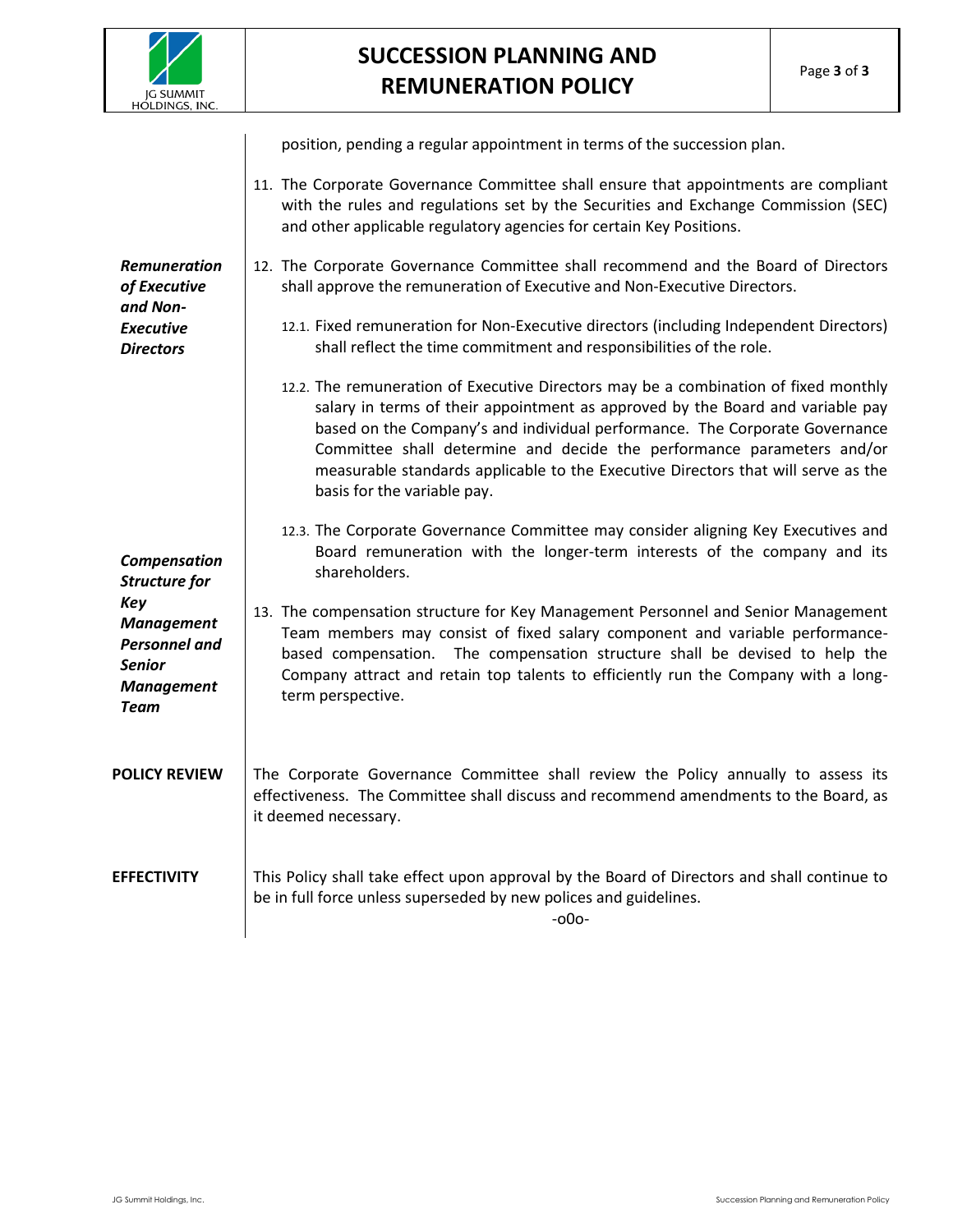position, pending a regular appointment in terms of the succession plan.

11. The Corporate Governance Committee shall ensure that appointments are compliant with the rules and regulations set by the Securities and Exchange Commission (SEC) and other applicable regulatory agencies for certain Key Positions.

***Remuneration of Executive and Non-Executive Directors***

12. The Corporate Governance Committee shall recommend and the Board of Directors shall approve the remuneration of Executive and Non-Executive Directors.

    12.1. Fixed remuneration for Non-Executive directors (including Independent Directors) shall reflect the time commitment and responsibilities of the role.

    12.2. The remuneration of Executive Directors may be a combination of fixed monthly salary in terms of their appointment as approved by the Board and variable pay based on the Company's and individual performance. The Corporate Governance Committee shall determine and decide the performance parameters and/or measurable standards applicable to the Executive Directors that will serve as the basis for the variable pay.

    12.3. The Corporate Governance Committee may consider aligning Key Executives and Board remuneration with the longer-term interests of the company and its shareholders.

***Compensation Structure for Key Management Personnel and Senior Management Team***

13. The compensation structure for Key Management Personnel and Senior Management Team members may consist of fixed salary component and variable performance-based compensation. The compensation structure shall be devised to help the Company attract and retain top talents to efficiently run the Company with a long-term perspective.

**POLICY REVIEW**

The Corporate Governance Committee shall review the Policy annually to assess its effectiveness. The Committee shall discuss and recommend amendments to the Board, as it deemed necessary.

**EFFECTIVITY**

This Policy shall take effect upon approval by the Board of Directors and shall continue to be in full force unless superseded by new polices and guidelines.

-o0o-